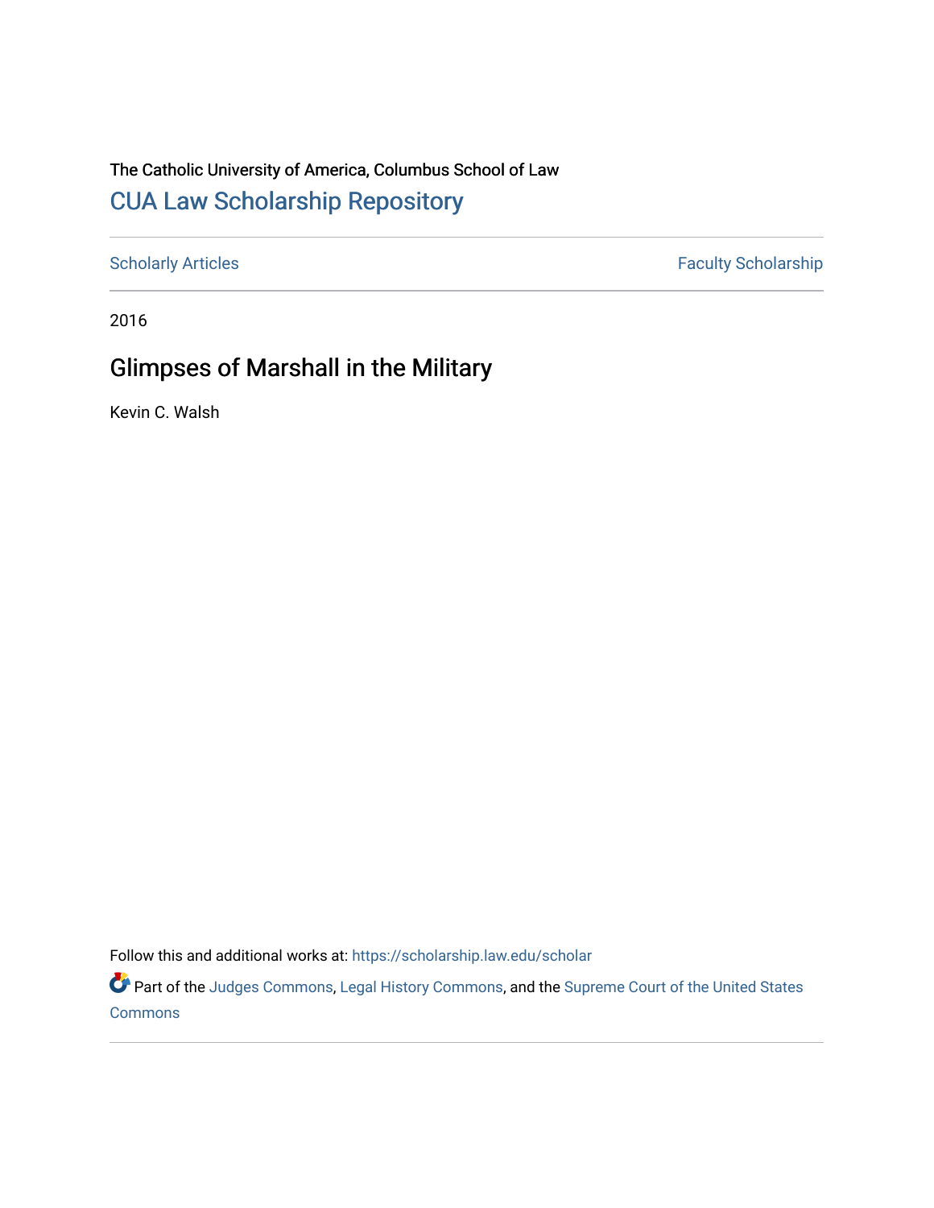The Catholic University of America, Columbus School of Law

## CUA Law Scholarship Repository

Scholarly Articles | Faculty Scholarship

2016

# Glimpses of Marshall in the Military

Kevin C. Walsh

Follow this and additional works at: https://scholarship.law.edu/scholar

Part of the Judges Commons, Legal History Commons, and the Supreme Court of the United States Commons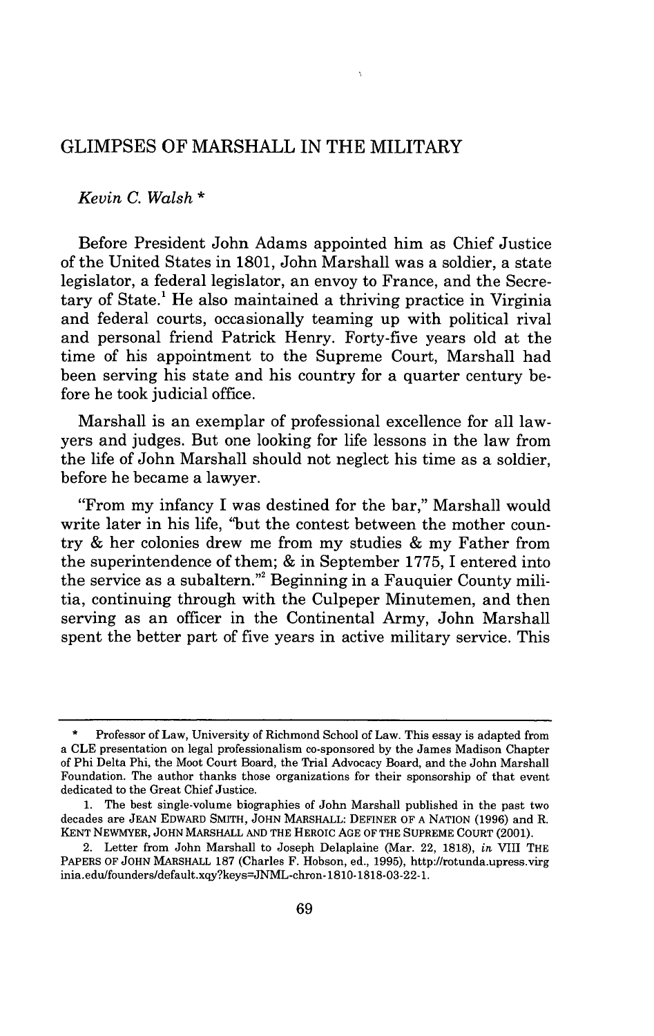# GLIMPSES OF MARSHALL IN THE MILITARY

*Kevin C. Walsh* *

Before President John Adams appointed him as Chief Justice of the United States in 1801, John Marshall was a soldier, a state legislator, a federal legislator, an envoy to France, and the Secretary of State.[1] He also maintained a thriving practice in Virginia and federal courts, occasionally teaming up with political rival and personal friend Patrick Henry. Forty-five years old at the time of his appointment to the Supreme Court, Marshall had been serving his state and his country for a quarter century before he took judicial office.

Marshall is an exemplar of professional excellence for all lawyers and judges. But one looking for life lessons in the law from the life of John Marshall should not neglect his time as a soldier, before he became a lawyer.

"From my infancy I was destined for the bar," Marshall would write later in his life, "but the contest between the mother country & her colonies drew me from my studies & my Father from the superintendence of them; & in September 1775, I entered into the service as a subaltern."[2] Beginning in a Fauquier County militia, continuing through with the Culpeper Minutemen, and then serving as an officer in the Continental Army, John Marshall spent the better part of five years in active military service. This

---

\* Professor of Law, University of Richmond School of Law. This essay is adapted from a CLE presentation on legal professionalism co-sponsored by the James Madison Chapter of Phi Delta Phi, the Moot Court Board, the Trial Advocacy Board, and the John Marshall Foundation. The author thanks those organizations for their sponsorship of that event dedicated to the Great Chief Justice.

1. The best single-volume biographies of John Marshall published in the past two decades are JEAN EDWARD SMITH, JOHN MARSHALL: DEFINER OF A NATION (1996) and R. KENT NEWMYER, JOHN MARSHALL AND THE HEROIC AGE OF THE SUPREME COURT (2001).

2. Letter from John Marshall to Joseph Delaplaine (Mar. 22, 1818), *in* VIII THE PAPERS OF JOHN MARSHALL 187 (Charles F. Hobson, ed., 1995), http://rotunda.upress.virginia.edu/founders/default.xqy?keys=JNML-chron-1810-1818-03-22-1.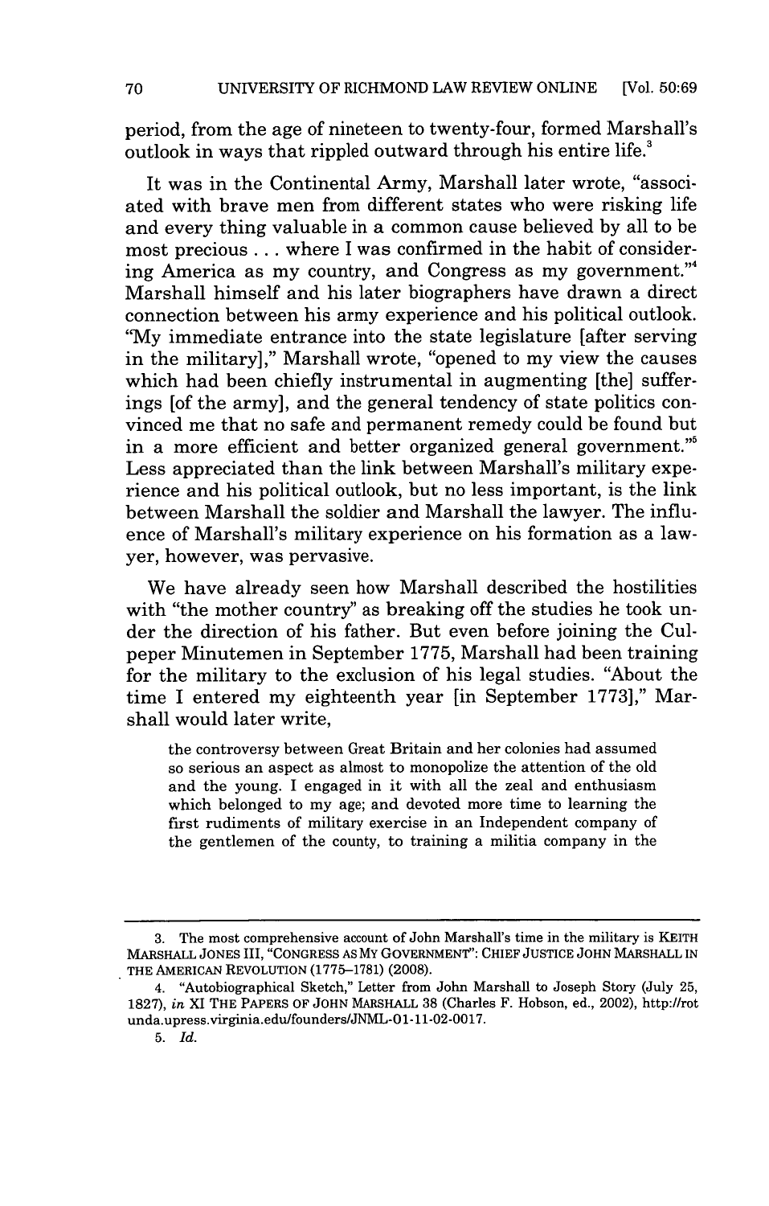period, from the age of nineteen to twenty-four, formed Marshall's outlook in ways that rippled outward through his entire life.[3]

It was in the Continental Army, Marshall later wrote, "associated with brave men from different states who were risking life and every thing valuable in a common cause believed by all to be most precious . . . where I was confirmed in the habit of considering America as my country, and Congress as my government."[4] Marshall himself and his later biographers have drawn a direct connection between his army experience and his political outlook. "My immediate entrance into the state legislature [after serving in the military]," Marshall wrote, "opened to my view the causes which had been chiefly instrumental in augmenting [the] sufferings [of the army], and the general tendency of state politics convinced me that no safe and permanent remedy could be found but in a more efficient and better organized general government."[5] Less appreciated than the link between Marshall's military experience and his political outlook, but no less important, is the link between Marshall the soldier and Marshall the lawyer. The influence of Marshall's military experience on his formation as a lawyer, however, was pervasive.

We have already seen how Marshall described the hostilities with "the mother country" as breaking off the studies he took under the direction of his father. But even before joining the Culpeper Minutemen in September 1775, Marshall had been training for the military to the exclusion of his legal studies. "About the time I entered my eighteenth year [in September 1773]," Marshall would later write,

> the controversy between Great Britain and her colonies had assumed so serious an aspect as almost to monopolize the attention of the old and the young. I engaged in it with all the zeal and enthusiasm which belonged to my age; and devoted more time to learning the first rudiments of military exercise in an Independent company of the gentlemen of the county, to training a militia company in the

---

3. The most comprehensive account of John Marshall's time in the military is KEITH MARSHALL JONES III, "CONGRESS AS MY GOVERNMENT": CHIEF JUSTICE JOHN MARSHALL IN THE AMERICAN REVOLUTION (1775–1781) (2008).

4. "Autobiographical Sketch," Letter from John Marshall to Joseph Story (July 25, 1827), *in* XI THE PAPERS OF JOHN MARSHALL 38 (Charles F. Hobson, ed., 2002), http://rotunda.upress.virginia.edu/founders/JNML-01-11-02-0017.

5. *Id.*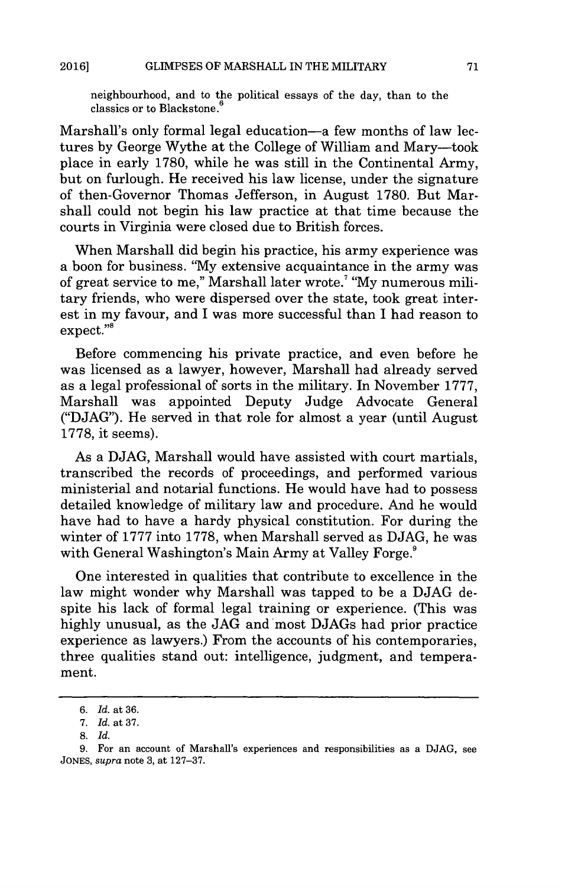> neighbourhood, and to the political essays of the day, than to the classics or to Blackstone.[6]

Marshall's only formal legal education—a few months of law lectures by George Wythe at the College of William and Mary—took place in early 1780, while he was still in the Continental Army, but on furlough. He received his law license, under the signature of then-Governor Thomas Jefferson, in August 1780. But Marshall could not begin his law practice at that time because the courts in Virginia were closed due to British forces.

When Marshall did begin his practice, his army experience was a boon for business. "My extensive acquaintance in the army was of great service to me," Marshall later wrote.[7] "My numerous military friends, who were dispersed over the state, took great interest in my favour, and I was more successful than I had reason to expect."[8]

Before commencing his private practice, and even before he was licensed as a lawyer, however, Marshall had already served as a legal professional of sorts in the military. In November 1777, Marshall was appointed Deputy Judge Advocate General ("DJAG"). He served in that role for almost a year (until August 1778, it seems).

As a DJAG, Marshall would have assisted with court martials, transcribed the records of proceedings, and performed various ministerial and notarial functions. He would have had to possess detailed knowledge of military law and procedure. And he would have had to have a hardy physical constitution. For during the winter of 1777 into 1778, when Marshall served as DJAG, he was with General Washington's Main Army at Valley Forge.[9]

One interested in qualities that contribute to excellence in the law might wonder why Marshall was tapped to be a DJAG despite his lack of formal legal training or experience. (This was highly unusual, as the JAG and most DJAGs had prior practice experience as lawyers.) From the accounts of his contemporaries, three qualities stand out: intelligence, judgment, and temperament.

---

6. *Id.* at 36.
7. *Id.* at 37.
8. *Id.*
9. For an account of Marshall's experiences and responsibilities as a DJAG, see JONES, *supra* note 3, at 127–37.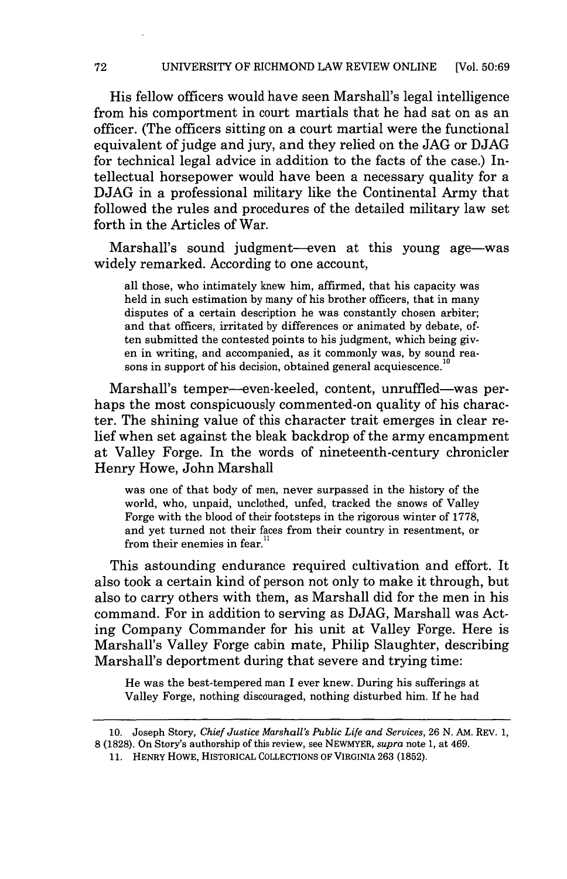His fellow officers would have seen Marshall's legal intelligence from his comportment in court martials that he had sat on as an officer. (The officers sitting on a court martial were the functional equivalent of judge and jury, and they relied on the JAG or DJAG for technical legal advice in addition to the facts of the case.) Intellectual horsepower would have been a necessary quality for a DJAG in a professional military like the Continental Army that followed the rules and procedures of the detailed military law set forth in the Articles of War.

Marshall's sound judgment—even at this young age—was widely remarked. According to one account,

> all those, who intimately knew him, affirmed, that his capacity was held in such estimation by many of his brother officers, that in many disputes of a certain description he was constantly chosen arbiter; and that officers, irritated by differences or animated by debate, often submitted the contested points to his judgment, which being given in writing, and accompanied, as it commonly was, by sound reasons in support of his decision, obtained general acquiescence.[10]

Marshall's temper—even-keeled, content, unruffled—was perhaps the most conspicuously commented-on quality of his character. The shining value of this character trait emerges in clear relief when set against the bleak backdrop of the army encampment at Valley Forge. In the words of nineteenth-century chronicler Henry Howe, John Marshall

> was one of that body of men, never surpassed in the history of the world, who, unpaid, unclothed, unfed, tracked the snows of Valley Forge with the blood of their footsteps in the rigorous winter of 1778, and yet turned not their faces from their country in resentment, or from their enemies in fear.[11]

This astounding endurance required cultivation and effort. It also took a certain kind of person not only to make it through, but also to carry others with them, as Marshall did for the men in his command. For in addition to serving as DJAG, Marshall was Acting Company Commander for his unit at Valley Forge. Here is Marshall's Valley Forge cabin mate, Philip Slaughter, describing Marshall's deportment during that severe and trying time:

> He was the best-tempered man I ever knew. During his sufferings at Valley Forge, nothing discouraged, nothing disturbed him. If he had

---

10. Joseph Story, *Chief Justice Marshall's Public Life and Services*, 26 N. AM. REV. 1, 8 (1828). On Story's authorship of this review, see NEWMYER, *supra* note 1, at 469.

11. HENRY HOWE, HISTORICAL COLLECTIONS OF VIRGINIA 263 (1852).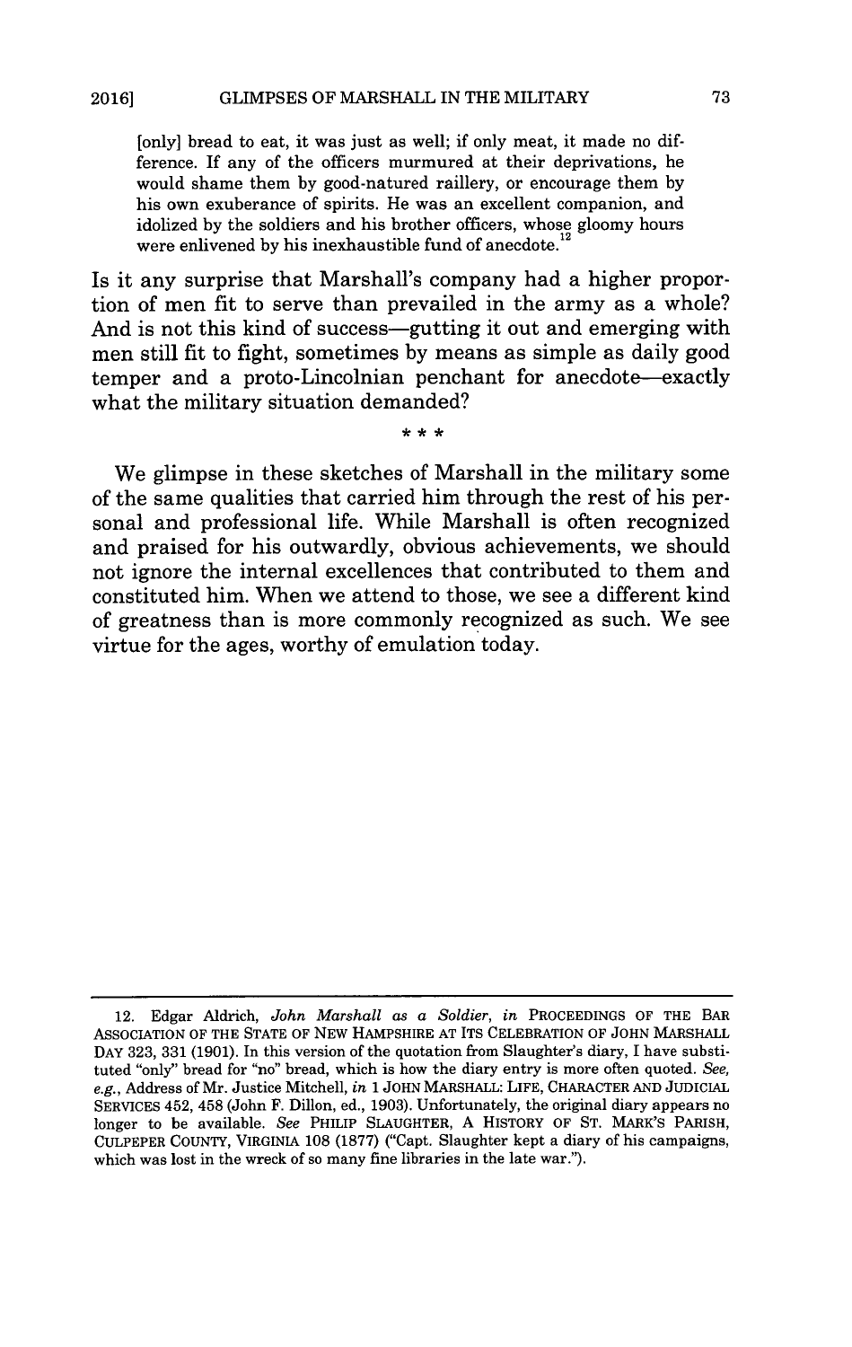> [only] bread to eat, it was just as well; if only meat, it made no difference. If any of the officers murmured at their deprivations, he would shame them by good-natured raillery, or encourage them by his own exuberance of spirits. He was an excellent companion, and idolized by the soldiers and his brother officers, whose gloomy hours were enlivened by his inexhaustible fund of anecdote.[12]

Is it any surprise that Marshall's company had a higher proportion of men fit to serve than prevailed in the army as a whole? And is not this kind of success—gutting it out and emerging with men still fit to fight, sometimes by means as simple as daily good temper and a proto-Lincolnian penchant for anecdote—exactly what the military situation demanded?

\* \* \*

We glimpse in these sketches of Marshall in the military some of the same qualities that carried him through the rest of his personal and professional life. While Marshall is often recognized and praised for his outwardly, obvious achievements, we should not ignore the internal excellences that contributed to them and constituted him. When we attend to those, we see a different kind of greatness than is more commonly recognized as such. We see virtue for the ages, worthy of emulation today.

---

12. Edgar Aldrich, *John Marshall as a Soldier*, *in* PROCEEDINGS OF THE BAR ASSOCIATION OF THE STATE OF NEW HAMPSHIRE AT ITS CELEBRATION OF JOHN MARSHALL DAY 323, 331 (1901). In this version of the quotation from Slaughter's diary, I have substituted "only" bread for "no" bread, which is how the diary entry is more often quoted. *See, e.g.*, Address of Mr. Justice Mitchell, *in* 1 JOHN MARSHALL: LIFE, CHARACTER AND JUDICIAL SERVICES 452, 458 (John F. Dillon, ed., 1903). Unfortunately, the original diary appears no longer to be available. *See* PHILIP SLAUGHTER, A HISTORY OF ST. MARK'S PARISH, CULPEPER COUNTY, VIRGINIA 108 (1877) ("Capt. Slaughter kept a diary of his campaigns, which was lost in the wreck of so many fine libraries in the late war.").